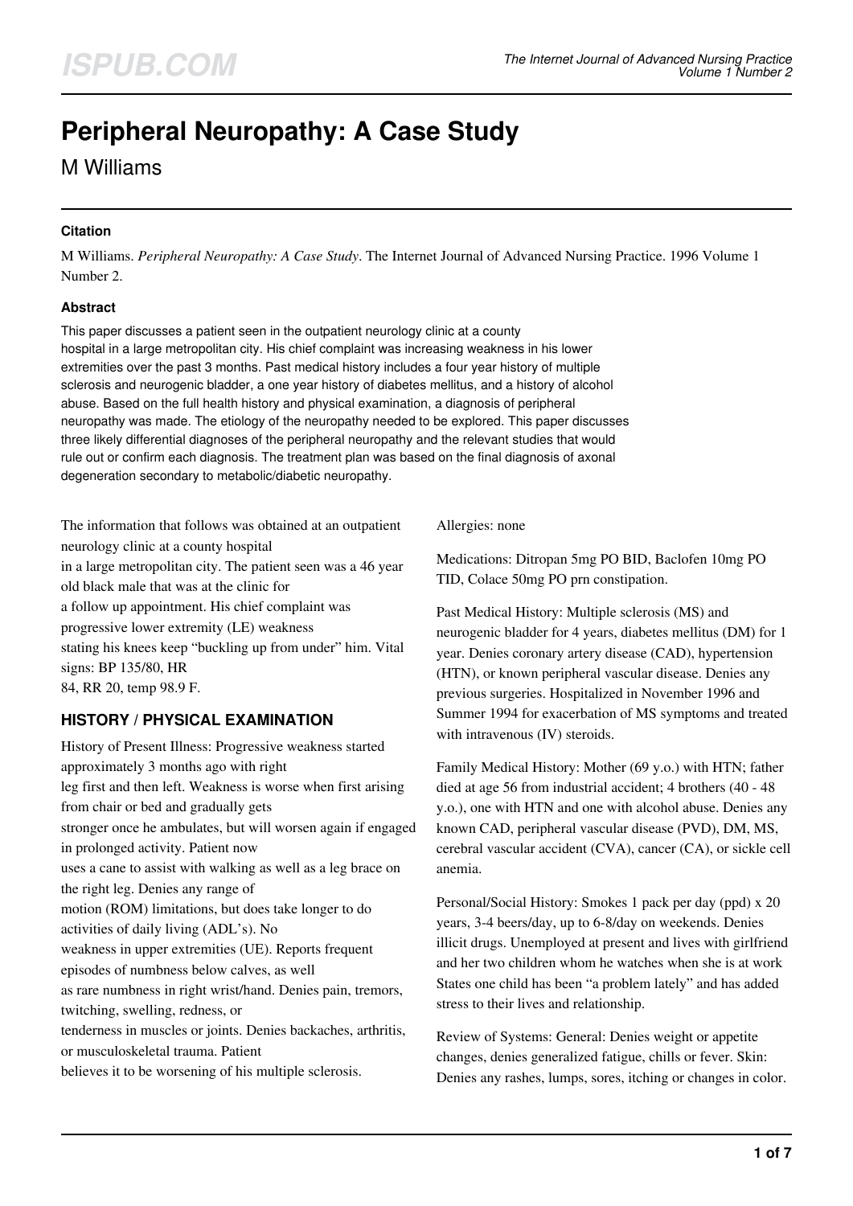# Peripheral Neuropathy: A Case Study

M Williams

### Citation

M Williams. *Peripheral Neuropathy: A Case Study*. The Internet Journal of Advanced Nursing Practice. 1996 Volume 1 Number 2.

### Abstract

This paper discusses a patient seen in the outpatient neurology clinic at a county hospital in a large metropolitan city. His chief complaint was increasing weakness in his lower extremities over the past 3 months. Past medical history includes a four year history of multiple sclerosis and neurogenic bladder, a one year history of diabetes mellitus, and a history of alcohol abuse. Based on the full health history and physical examination, a diagnosis of peripheral neuropathy was made. The etiology of the neuropathy needed to be explored. This paper discusses three likely differential diagnoses of the peripheral neuropathy and the relevant studies that would rule out or confirm each diagnosis. The treatment plan was based on the final diagnosis of axonal degeneration secondary to metabolic/diabetic neuropathy.

The information that follows was obtained at an outpatient neurology clinic at a county hospital in a large metropolitan city. The patient seen was a 46 year old black male that was at the clinic for a follow up appointment. His chief complaint was progressive lower extremity (LE) weakness stating his knees keep "buckling up from under" him. Vital signs: BP 135/80, HR 84, RR 20, temp 98.9 F.

## HISTORY / PHYSICAL EXAMINATION

History of Present Illness: Progressive weakness started approximately 3 months ago with right leg first and then left. Weakness is worse when first arising from chair or bed and gradually gets stronger once he ambulates, but will worsen again if engaged in prolonged activity. Patient now uses a cane to assist with walking as well as a leg brace on the right leg. Denies any range of motion (ROM) limitations, but does take longer to do activities of daily living (ADL's). No weakness in upper extremities (UE). Reports frequent episodes of numbness below calves, as well as rare numbness in right wrist/hand. Denies pain, tremors, twitching, swelling, redness, or tenderness in muscles or joints. Denies backaches, arthritis, or musculoskeletal trauma. Patient believes it to be worsening of his multiple sclerosis.

Allergies: none

Medications: Ditropan 5mg PO BID, Baclofen 10mg PO TID, Colace 50mg PO prn constipation.

Past Medical History: Multiple sclerosis (MS) and neurogenic bladder for 4 years, diabetes mellitus (DM) for 1 year. Denies coronary artery disease (CAD), hypertension (HTN), or known peripheral vascular disease. Denies any previous surgeries. Hospitalized in November 1996 and Summer 1994 for exacerbation of MS symptoms and treated with intravenous (IV) steroids.

Family Medical History: Mother (69 y.o.) with HTN; father died at age 56 from industrial accident; 4 brothers (40 - 48 y.o.), one with HTN and one with alcohol abuse. Denies any known CAD, peripheral vascular disease (PVD), DM, MS, cerebral vascular accident (CVA), cancer (CA), or sickle cell anemia.

Personal/Social History: Smokes 1 pack per day (ppd) x 20 years, 3-4 beers/day, up to 6-8/day on weekends. Denies illicit drugs. Unemployed at present and lives with girlfriend and her two children whom he watches when she is at work States one child has been "a problem lately" and has added stress to their lives and relationship.

Review of Systems: General: Denies weight or appetite changes, denies generalized fatigue, chills or fever. Skin: Denies any rashes, lumps, sores, itching or changes in color.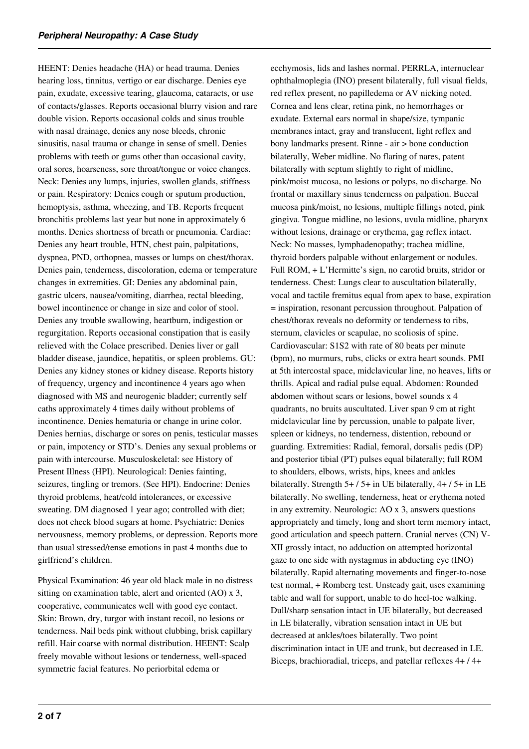HEENT: Denies headache (HA) or head trauma. Denies hearing loss, tinnitus, vertigo or ear discharge. Denies eye pain, exudate, excessive tearing, glaucoma, cataracts, or use of contacts/glasses. Reports occasional blurry vision and rare double vision. Reports occasional colds and sinus trouble with nasal drainage, denies any nose bleeds, chronic sinusitis, nasal trauma or change in sense of smell. Denies problems with teeth or gums other than occasional cavity, oral sores, hoarseness, sore throat/tongue or voice changes. Neck: Denies any lumps, injuries, swollen glands, stiffness or pain. Respiratory: Denies cough or sputum production, hemoptysis, asthma, wheezing, and TB. Reports frequent bronchitis problems last year but none in approximately 6 months. Denies shortness of breath or pneumonia. Cardiac: Denies any heart trouble, HTN, chest pain, palpitations, dyspnea, PND, orthopnea, masses or lumps on chest/thorax. Denies pain, tenderness, discoloration, edema or temperature changes in extremities. GI: Denies any abdominal pain, gastric ulcers, nausea/vomiting, diarrhea, rectal bleeding, bowel incontinence or change in size and color of stool. Denies any trouble swallowing, heartburn, indigestion or regurgitation. Reports occasional constipation that is easily relieved with the Colace prescribed. Denies liver or gall bladder disease, jaundice, hepatitis, or spleen problems. GU: Denies any kidney stones or kidney disease. Reports history of frequency, urgency and incontinence 4 years ago when diagnosed with MS and neurogenic bladder; currently self caths approximately 4 times daily without problems of incontinence. Denies hematuria or change in urine color. Denies hernias, discharge or sores on penis, testicular masses or pain, impotency or STD's. Denies any sexual problems or pain with intercourse. Musculoskeletal: see History of Present Illness (HPI). Neurological: Denies fainting, seizures, tingling or tremors. (See HPI). Endocrine: Denies thyroid problems, heat/cold intolerances, or excessive sweating. DM diagnosed 1 year ago; controlled with diet; does not check blood sugars at home. Psychiatric: Denies nervousness, memory problems, or depression. Reports more than usual stressed/tense emotions in past 4 months due to girlfriend's children.

Physical Examination: 46 year old black male in no distress sitting on examination table, alert and oriented (AO) x 3, cooperative, communicates well with good eye contact. Skin: Brown, dry, turgor with instant recoil, no lesions or tenderness. Nail beds pink without clubbing, brisk capillary refill. Hair coarse with normal distribution. HEENT: Scalp freely movable without lesions or tenderness, well-spaced symmetric facial features. No periorbital edema or ecchymosis, lids and lashes normal. PERRLA, internuclear ophthalmoplegia (INO) present bilaterally, full visual fields, red reflex present, no papilledema or AV nicking noted. Cornea and lens clear, retina pink, no hemorrhages or exudate. External ears normal in shape/size, tympanic membranes intact, gray and translucent, light reflex and bony landmarks present. Rinne - air > bone conduction bilaterally, Weber midline. No flaring of nares, patent bilaterally with septum slightly to right of midline, pink/moist mucosa, no lesions or polyps, no discharge. No frontal or maxillary sinus tenderness on palpation. Buccal mucosa pink/moist, no lesions, multiple fillings noted, pink gingiva. Tongue midline, no lesions, uvula midline, pharynx without lesions, drainage or erythema, gag reflex intact. Neck: No masses, lymphadenopathy; trachea midline, thyroid borders palpable without enlargement or nodules. Full ROM, + L'Hermitte's sign, no carotid bruits, stridor or tenderness. Chest: Lungs clear to auscultation bilaterally, vocal and tactile fremitus equal from apex to base, expiration = inspiration, resonant percussion throughout. Palpation of chest/thorax reveals no deformity or tenderness to ribs, sternum, clavicles or scapulae, no scoliosis of spine. Cardiovascular: S1S2 with rate of 80 beats per minute (bpm), no murmurs, rubs, clicks or extra heart sounds. PMI at 5th intercostal space, midclavicular line, no heaves, lifts or thrills. Apical and radial pulse equal. Abdomen: Rounded abdomen without scars or lesions, bowel sounds x 4 quadrants, no bruits auscultated. Liver span 9 cm at right midclavicular line by percussion, unable to palpate liver, spleen or kidneys, no tenderness, distention, rebound or guarding. Extremities: Radial, femoral, dorsalis pedis (DP) and posterior tibial (PT) pulses equal bilaterally; full ROM to shoulders, elbows, wrists, hips, knees and ankles bilaterally. Strength 5+ / 5+ in UE bilaterally, 4+ / 5+ in LE bilaterally. No swelling, tenderness, heat or erythema noted in any extremity. Neurologic: AO x 3, answers questions appropriately and timely, long and short term memory intact, good articulation and speech pattern. Cranial nerves (CN) V-XII grossly intact, no adduction on attempted horizontal gaze to one side with nystagmus in abducting eye (INO) bilaterally. Rapid alternating movements and finger-to-nose test normal, + Romberg test. Unsteady gait, uses examining table and wall for support, unable to do heel-toe walking. Dull/sharp sensation intact in UE bilaterally, but decreased in LE bilaterally, vibration sensation intact in UE but decreased at ankles/toes bilaterally. Two point discrimination intact in UE and trunk, but decreased in LE. Biceps, brachioradial, triceps, and patellar reflexes 4+ / 4+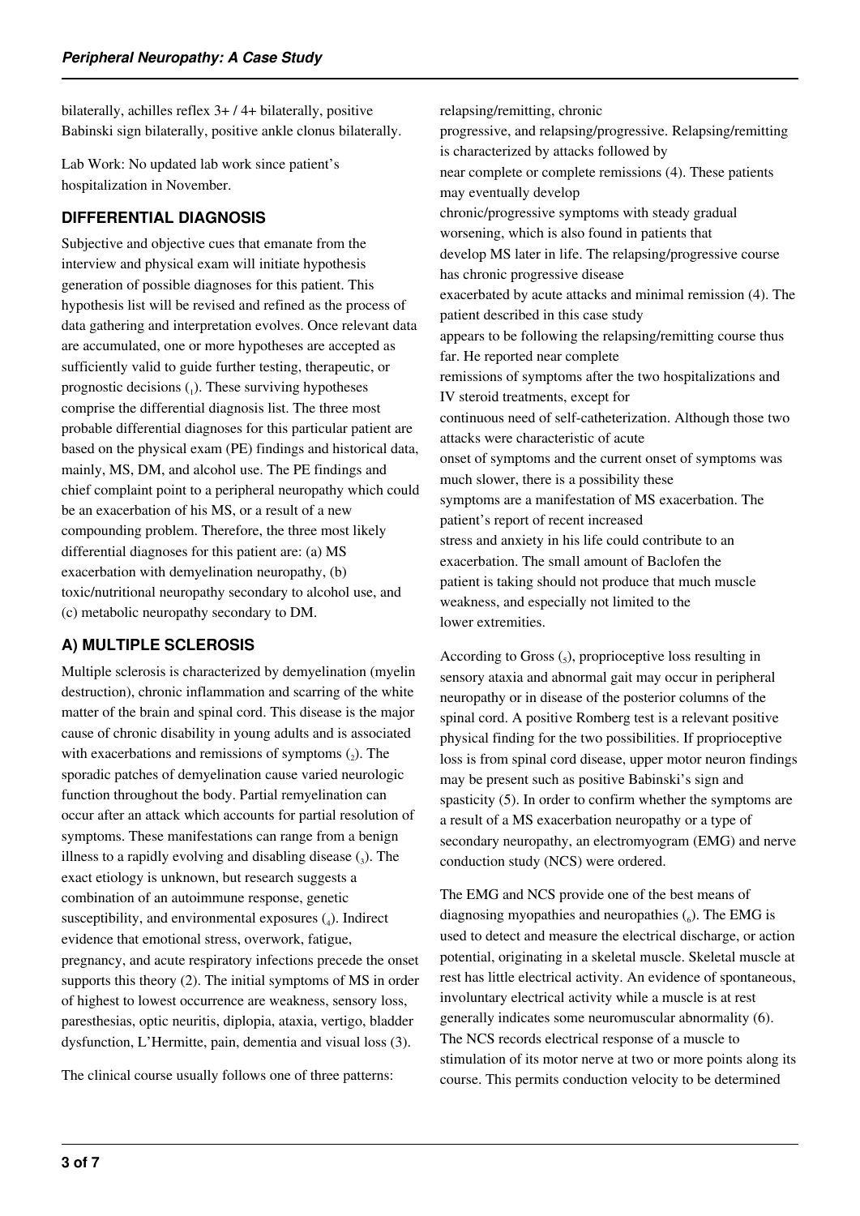bilaterally, achilles reflex 3+ / 4+ bilaterally, positive Babinski sign bilaterally, positive ankle clonus bilaterally.

Lab Work: No updated lab work since patient's hospitalization in November.

## DIFFERENTIAL DIAGNOSIS

Subjective and objective cues that emanate from the interview and physical exam will initiate hypothesis generation of possible diagnoses for this patient. This hypothesis list will be revised and refined as the process of data gathering and interpretation evolves. Once relevant data are accumulated, one or more hypotheses are accepted as sufficiently valid to guide further testing, therapeutic, or prognostic decisions (1). These surviving hypotheses comprise the differential diagnosis list. The three most probable differential diagnoses for this particular patient are based on the physical exam (PE) findings and historical data, mainly, MS, DM, and alcohol use. The PE findings and chief complaint point to a peripheral neuropathy which could be an exacerbation of his MS, or a result of a new compounding problem. Therefore, the three most likely differential diagnoses for this patient are: (a) MS exacerbation with demyelination neuropathy, (b) toxic/nutritional neuropathy secondary to alcohol use, and (c) metabolic neuropathy secondary to DM.

## A) MULTIPLE SCLEROSIS

Multiple sclerosis is characterized by demyelination (myelin destruction), chronic inflammation and scarring of the white matter of the brain and spinal cord. This disease is the major cause of chronic disability in young adults and is associated with exacerbations and remissions of symptoms (2). The sporadic patches of demyelination cause varied neurologic function throughout the body. Partial remyelination can occur after an attack which accounts for partial resolution of symptoms. These manifestations can range from a benign illness to a rapidly evolving and disabling disease (3). The exact etiology is unknown, but research suggests a combination of an autoimmune response, genetic susceptibility, and environmental exposures (4). Indirect evidence that emotional stress, overwork, fatigue, pregnancy, and acute respiratory infections precede the onset supports this theory (2). The initial symptoms of MS in order of highest to lowest occurrence are weakness, sensory loss, paresthesias, optic neuritis, diplopia, ataxia, vertigo, bladder dysfunction, L'Hermitte, pain, dementia and visual loss (3).

The clinical course usually follows one of three patterns: relapsing/remitting, chronic progressive, and relapsing/progressive. Relapsing/remitting is characterized by attacks followed by near complete or complete remissions (4). These patients may eventually develop chronic/progressive symptoms with steady gradual worsening, which is also found in patients that develop MS later in life. The relapsing/progressive course has chronic progressive disease exacerbated by acute attacks and minimal remission (4). The patient described in this case study appears to be following the relapsing/remitting course thus far. He reported near complete remissions of symptoms after the two hospitalizations and IV steroid treatments, except for continuous need of self-catheterization. Although those two attacks were characteristic of acute onset of symptoms and the current onset of symptoms was much slower, there is a possibility these symptoms are a manifestation of MS exacerbation. The patient's report of recent increased stress and anxiety in his life could contribute to an exacerbation. The small amount of Baclofen the patient is taking should not produce that much muscle weakness, and especially not limited to the lower extremities.

According to Gross (5), proprioceptive loss resulting in sensory ataxia and abnormal gait may occur in peripheral neuropathy or in disease of the posterior columns of the spinal cord. A positive Romberg test is a relevant positive physical finding for the two possibilities. If proprioceptive loss is from spinal cord disease, upper motor neuron findings may be present such as positive Babinski's sign and spasticity (5). In order to confirm whether the symptoms are a result of a MS exacerbation neuropathy or a type of secondary neuropathy, an electromyogram (EMG) and nerve conduction study (NCS) were ordered.

The EMG and NCS provide one of the best means of diagnosing myopathies and neuropathies (6). The EMG is used to detect and measure the electrical discharge, or action potential, originating in a skeletal muscle. Skeletal muscle at rest has little electrical activity. An evidence of spontaneous, involuntary electrical activity while a muscle is at rest generally indicates some neuromuscular abnormality (6). The NCS records electrical response of a muscle to stimulation of its motor nerve at two or more points along its course. This permits conduction velocity to be determined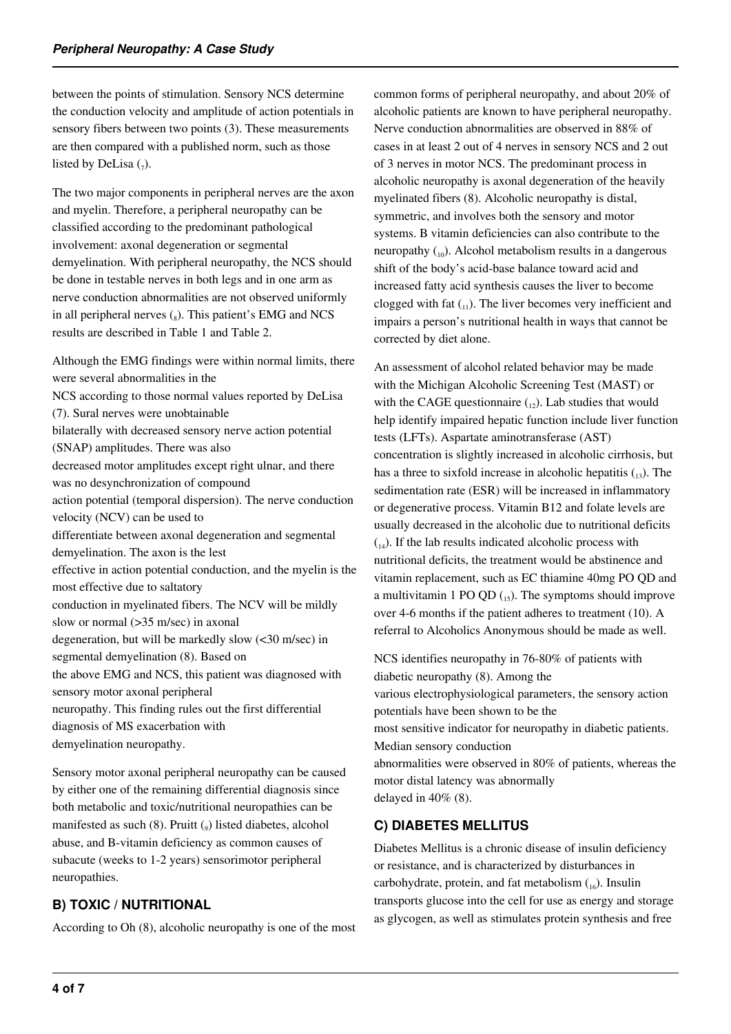between the points of stimulation. Sensory NCS determine the conduction velocity and amplitude of action potentials in sensory fibers between two points (3). These measurements are then compared with a published norm, such as those listed by DeLisa (7).

The two major components in peripheral nerves are the axon and myelin. Therefore, a peripheral neuropathy can be classified according to the predominant pathological involvement: axonal degeneration or segmental demyelination. With peripheral neuropathy, the NCS should be done in testable nerves in both legs and in one arm as nerve conduction abnormalities are not observed uniformly in all peripheral nerves (8). This patient's EMG and NCS results are described in Table 1 and Table 2.

Although the EMG findings were within normal limits, there were several abnormalities in the NCS according to those normal values reported by DeLisa (7). Sural nerves were unobtainable bilaterally with decreased sensory nerve action potential (SNAP) amplitudes. There was also decreased motor amplitudes except right ulnar, and there was no desynchronization of compound action potential (temporal dispersion). The nerve conduction velocity (NCV) can be used to differentiate between axonal degeneration and segmental demyelination. The axon is the lest effective in action potential conduction, and the myelin is the most effective due to saltatory conduction in myelinated fibers. The NCV will be mildly slow or normal (>35 m/sec) in axonal degeneration, but will be markedly slow (<30 m/sec) in segmental demyelination (8). Based on the above EMG and NCS, this patient was diagnosed with sensory motor axonal peripheral neuropathy. This finding rules out the first differential diagnosis of MS exacerbation with demyelination neuropathy.

Sensory motor axonal peripheral neuropathy can be caused by either one of the remaining differential diagnosis since both metabolic and toxic/nutritional neuropathies can be manifested as such (8). Pruitt (9) listed diabetes, alcohol abuse, and B-vitamin deficiency as common causes of subacute (weeks to 1-2 years) sensorimotor peripheral neuropathies.

## B) TOXIC / NUTRITIONAL

According to Oh (8), alcoholic neuropathy is one of the most common forms of peripheral neuropathy, and about 20% of alcoholic patients are known to have peripheral neuropathy. Nerve conduction abnormalities are observed in 88% of cases in at least 2 out of 4 nerves in sensory NCS and 2 out of 3 nerves in motor NCS. The predominant process in alcoholic neuropathy is axonal degeneration of the heavily myelinated fibers (8). Alcoholic neuropathy is distal, symmetric, and involves both the sensory and motor systems. B vitamin deficiencies can also contribute to the neuropathy (10). Alcohol metabolism results in a dangerous shift of the body's acid-base balance toward acid and increased fatty acid synthesis causes the liver to become clogged with fat (11). The liver becomes very inefficient and impairs a person's nutritional health in ways that cannot be corrected by diet alone.

An assessment of alcohol related behavior may be made with the Michigan Alcoholic Screening Test (MAST) or with the CAGE questionnaire (12). Lab studies that would help identify impaired hepatic function include liver function tests (LFTs). Aspartate aminotransferase (AST) concentration is slightly increased in alcoholic cirrhosis, but has a three to sixfold increase in alcoholic hepatitis (13). The sedimentation rate (ESR) will be increased in inflammatory or degenerative process. Vitamin B12 and folate levels are usually decreased in the alcoholic due to nutritional deficits (14). If the lab results indicated alcoholic process with nutritional deficits, the treatment would be abstinence and vitamin replacement, such as EC thiamine 40mg PO QD and a multivitamin 1 PO QD (15). The symptoms should improve over 4-6 months if the patient adheres to treatment (10). A referral to Alcoholics Anonymous should be made as well.

NCS identifies neuropathy in 76-80% of patients with diabetic neuropathy (8). Among the various electrophysiological parameters, the sensory action potentials have been shown to be the most sensitive indicator for neuropathy in diabetic patients. Median sensory conduction abnormalities were observed in 80% of patients, whereas the motor distal latency was abnormally delayed in 40% (8).

## C) DIABETES MELLITUS

Diabetes Mellitus is a chronic disease of insulin deficiency or resistance, and is characterized by disturbances in carbohydrate, protein, and fat metabolism (16). Insulin transports glucose into the cell for use as energy and storage as glycogen, as well as stimulates protein synthesis and free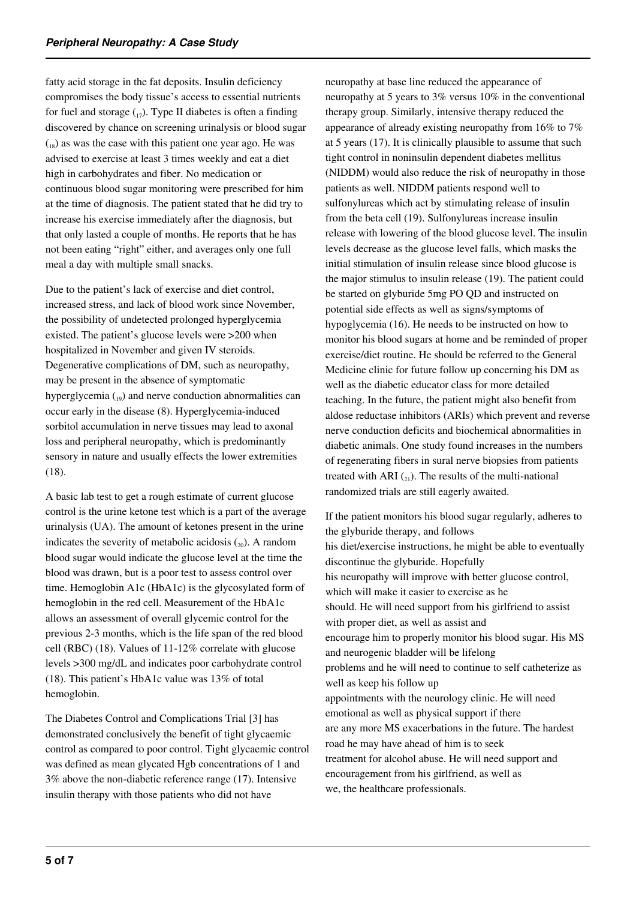fatty acid storage in the fat deposits. Insulin deficiency compromises the body tissue's access to essential nutrients for fuel and storage (17). Type II diabetes is often a finding discovered by chance on screening urinalysis or blood sugar (18) as was the case with this patient one year ago. He was advised to exercise at least 3 times weekly and eat a diet high in carbohydrates and fiber. No medication or continuous blood sugar monitoring were prescribed for him at the time of diagnosis. The patient stated that he did try to increase his exercise immediately after the diagnosis, but that only lasted a couple of months. He reports that he has not been eating "right" either, and averages only one full meal a day with multiple small snacks.

Due to the patient's lack of exercise and diet control, increased stress, and lack of blood work since November, the possibility of undetected prolonged hyperglycemia existed. The patient's glucose levels were >200 when hospitalized in November and given IV steroids. Degenerative complications of DM, such as neuropathy, may be present in the absence of symptomatic hyperglycemia (19) and nerve conduction abnormalities can occur early in the disease (8). Hyperglycemia-induced sorbitol accumulation in nerve tissues may lead to axonal loss and peripheral neuropathy, which is predominantly sensory in nature and usually effects the lower extremities (18).

A basic lab test to get a rough estimate of current glucose control is the urine ketone test which is a part of the average urinalysis (UA). The amount of ketones present in the urine indicates the severity of metabolic acidosis (20). A random blood sugar would indicate the glucose level at the time the blood was drawn, but is a poor test to assess control over time. Hemoglobin A1c (HbA1c) is the glycosylated form of hemoglobin in the red cell. Measurement of the HbA1c allows an assessment of overall glycemic control for the previous 2-3 months, which is the life span of the red blood cell (RBC) (18). Values of 11-12% correlate with glucose levels >300 mg/dL and indicates poor carbohydrate control (18). This patient's HbA1c value was 13% of total hemoglobin.

The Diabetes Control and Complications Trial [3] has demonstrated conclusively the benefit of tight glycaemic control as compared to poor control. Tight glycaemic control was defined as mean glycated Hgb concentrations of 1 and 3% above the non-diabetic reference range (17). Intensive insulin therapy with those patients who did not have neuropathy at base line reduced the appearance of neuropathy at 5 years to 3% versus 10% in the conventional therapy group. Similarly, intensive therapy reduced the appearance of already existing neuropathy from 16% to 7% at 5 years (17). It is clinically plausible to assume that such tight control in noninsulin dependent diabetes mellitus (NIDDM) would also reduce the risk of neuropathy in those patients as well. NIDDM patients respond well to sulfonylureas which act by stimulating release of insulin from the beta cell (19). Sulfonylureas increase insulin release with lowering of the blood glucose level. The insulin levels decrease as the glucose level falls, which masks the initial stimulation of insulin release since blood glucose is the major stimulus to insulin release (19). The patient could be started on glyburide 5mg PO QD and instructed on potential side effects as well as signs/symptoms of hypoglycemia (16). He needs to be instructed on how to monitor his blood sugars at home and be reminded of proper exercise/diet routine. He should be referred to the General Medicine clinic for future follow up concerning his DM as well as the diabetic educator class for more detailed teaching. In the future, the patient might also benefit from aldose reductase inhibitors (ARIs) which prevent and reverse nerve conduction deficits and biochemical abnormalities in diabetic animals. One study found increases in the numbers of regenerating fibers in sural nerve biopsies from patients treated with ARI (21). The results of the multi-national randomized trials are still eagerly awaited.

If the patient monitors his blood sugar regularly, adheres to the glyburide therapy, and follows his diet/exercise instructions, he might be able to eventually discontinue the glyburide. Hopefully his neuropathy will improve with better glucose control, which will make it easier to exercise as he should. He will need support from his girlfriend to assist with proper diet, as well as assist and encourage him to properly monitor his blood sugar. His MS and neurogenic bladder will be lifelong problems and he will need to continue to self catheterize as well as keep his follow up appointments with the neurology clinic. He will need emotional as well as physical support if there are any more MS exacerbations in the future. The hardest road he may have ahead of him is to seek treatment for alcohol abuse. He will need support and encouragement from his girlfriend, as well as we, the healthcare professionals.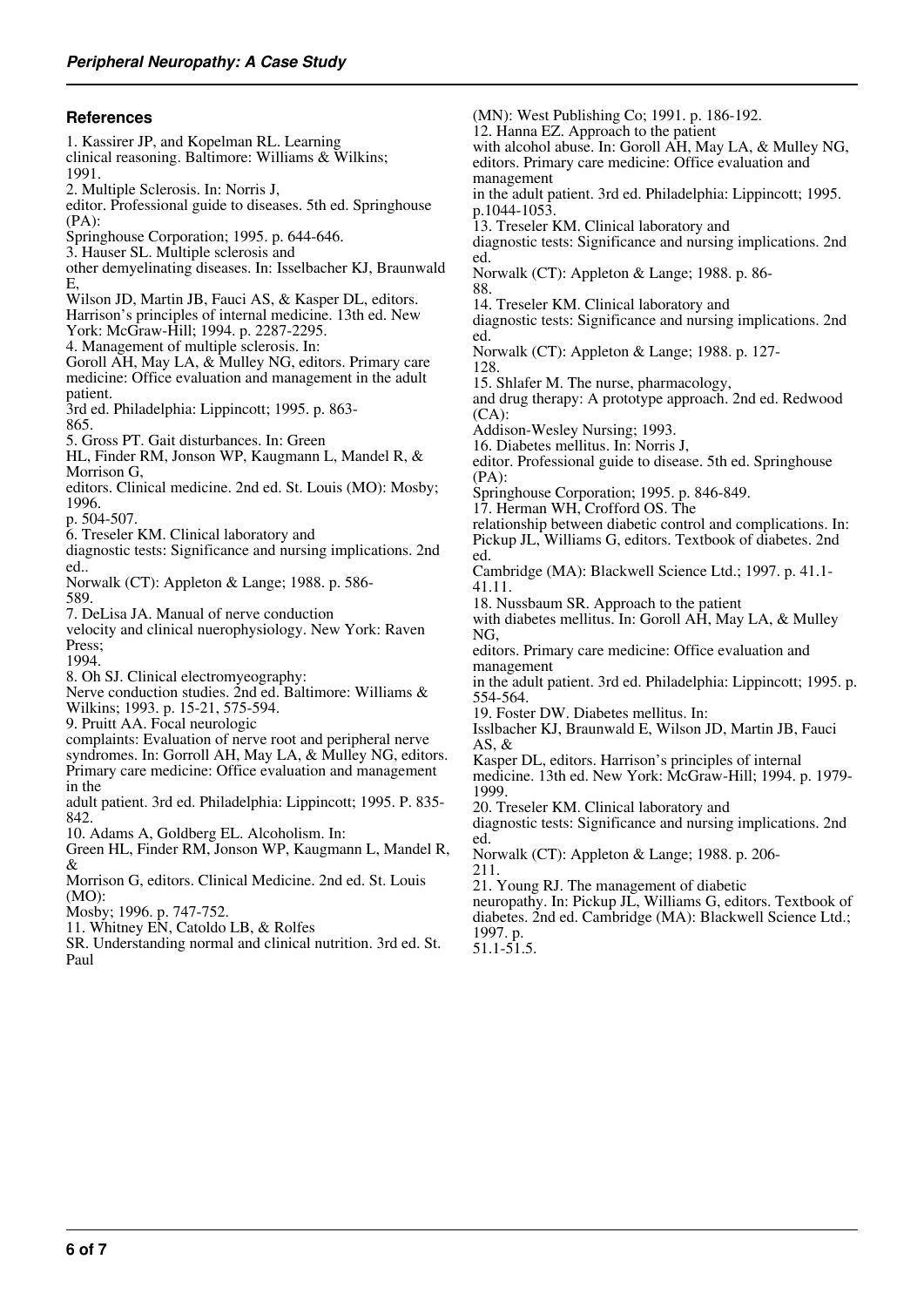## References

1. Kassirer JP, and Kopelman RL. Learning clinical reasoning. Baltimore: Williams & Wilkins; 1991.
2. Multiple Sclerosis. In: Norris J, editor. Professional guide to diseases. 5th ed. Springhouse (PA): Springhouse Corporation; 1995. p. 644-646.
3. Hauser SL. Multiple sclerosis and other demyelinating diseases. In: Isselbacher KJ, Braunwald E, Wilson JD, Martin JB, Fauci AS, & Kasper DL, editors. Harrison's principles of internal medicine. 13th ed. New York: McGraw-Hill; 1994. p. 2287-2295.
4. Management of multiple sclerosis. In: Goroll AH, May LA, & Mulley NG, editors. Primary care medicine: Office evaluation and management in the adult patient. 3rd ed. Philadelphia: Lippincott; 1995. p. 863-865.
5. Gross PT. Gait disturbances. In: Green HL, Finder RM, Jonson WP, Kaugmann L, Mandel R, & Morrison G, editors. Clinical medicine. 2nd ed. St. Louis (MO): Mosby; 1996. p. 504-507.
6. Treseler KM. Clinical laboratory and diagnostic tests: Significance and nursing implications. 2nd ed.. Norwalk (CT): Appleton & Lange; 1988. p. 586-589.
7. DeLisa JA. Manual of nerve conduction velocity and clinical nuerophysiology. New York: Raven Press; 1994.
8. Oh SJ. Clinical electromyeography: Nerve conduction studies. 2nd ed. Baltimore: Williams & Wilkins; 1993. p. 15-21, 575-594.
9. Pruitt AA. Focal neurologic complaints: Evaluation of nerve root and peripheral nerve syndromes. In: Gorroll AH, May LA, & Mulley NG, editors. Primary care medicine: Office evaluation and management in the adult patient. 3rd ed. Philadelphia: Lippincott; 1995. P. 835-842.
10. Adams A, Goldberg EL. Alcoholism. In: Green HL, Finder RM, Jonson WP, Kaugmann L, Mandel R, & Morrison G, editors. Clinical Medicine. 2nd ed. St. Louis (MO): Mosby; 1996. p. 747-752.
11. Whitney EN, Catoldo LB, & Rolfes SR. Understanding normal and clinical nutrition. 3rd ed. St. Paul (MN): West Publishing Co; 1991. p. 186-192.
12. Hanna EZ. Approach to the patient with alcohol abuse. In: Goroll AH, May LA, & Mulley NG, editors. Primary care medicine: Office evaluation and management in the adult patient. 3rd ed. Philadelphia: Lippincott; 1995. p.1044-1053.
13. Treseler KM. Clinical laboratory and diagnostic tests: Significance and nursing implications. 2nd ed. Norwalk (CT): Appleton & Lange; 1988. p. 86-88.
14. Treseler KM. Clinical laboratory and diagnostic tests: Significance and nursing implications. 2nd ed. Norwalk (CT): Appleton & Lange; 1988. p. 127-128.
15. Shlafer M. The nurse, pharmacology, and drug therapy: A prototype approach. 2nd ed. Redwood (CA): Addison-Wesley Nursing; 1993.
16. Diabetes mellitus. In: Norris J, editor. Professional guide to disease. 5th ed. Springhouse (PA): Springhouse Corporation; 1995. p. 846-849.
17. Herman WH, Crofford OS. The relationship between diabetic control and complications. In: Pickup JL, Williams G, editors. Textbook of diabetes. 2nd ed. Cambridge (MA): Blackwell Science Ltd.; 1997. p. 41.1-41.11.
18. Nussbaum SR. Approach to the patient with diabetes mellitus. In: Goroll AH, May LA, & Mulley NG, editors. Primary care medicine: Office evaluation and management in the adult patient. 3rd ed. Philadelphia: Lippincott; 1995. p. 554-564.
19. Foster DW. Diabetes mellitus. In: Isslbacher KJ, Braunwald E, Wilson JD, Martin JB, Fauci AS, & Kasper DL, editors. Harrison's principles of internal medicine. 13th ed. New York: McGraw-Hill; 1994. p. 1979-1999.
20. Treseler KM. Clinical laboratory and diagnostic tests: Significance and nursing implications. 2nd ed. Norwalk (CT): Appleton & Lange; 1988. p. 206-211.
21. Young RJ. The management of diabetic neuropathy. In: Pickup JL, Williams G, editors. Textbook of diabetes. 2nd ed. Cambridge (MA): Blackwell Science Ltd.; 1997. p. 51.1-51.5.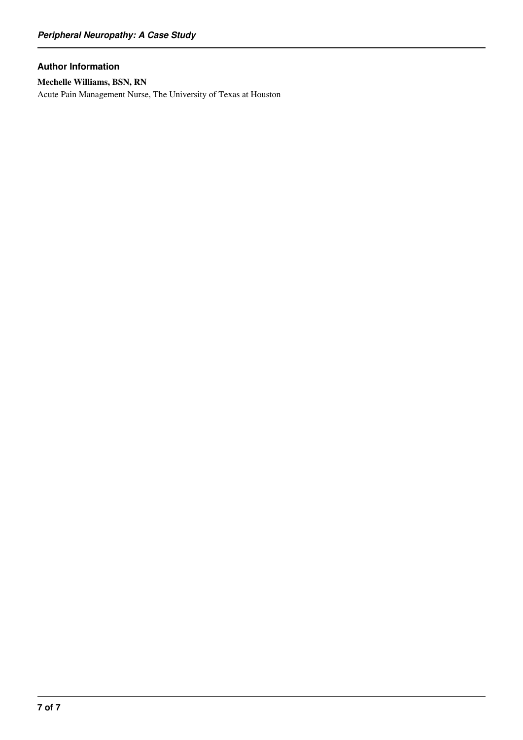## Author Information

**Mechelle Williams, BSN, RN**

Acute Pain Management Nurse, The University of Texas at Houston